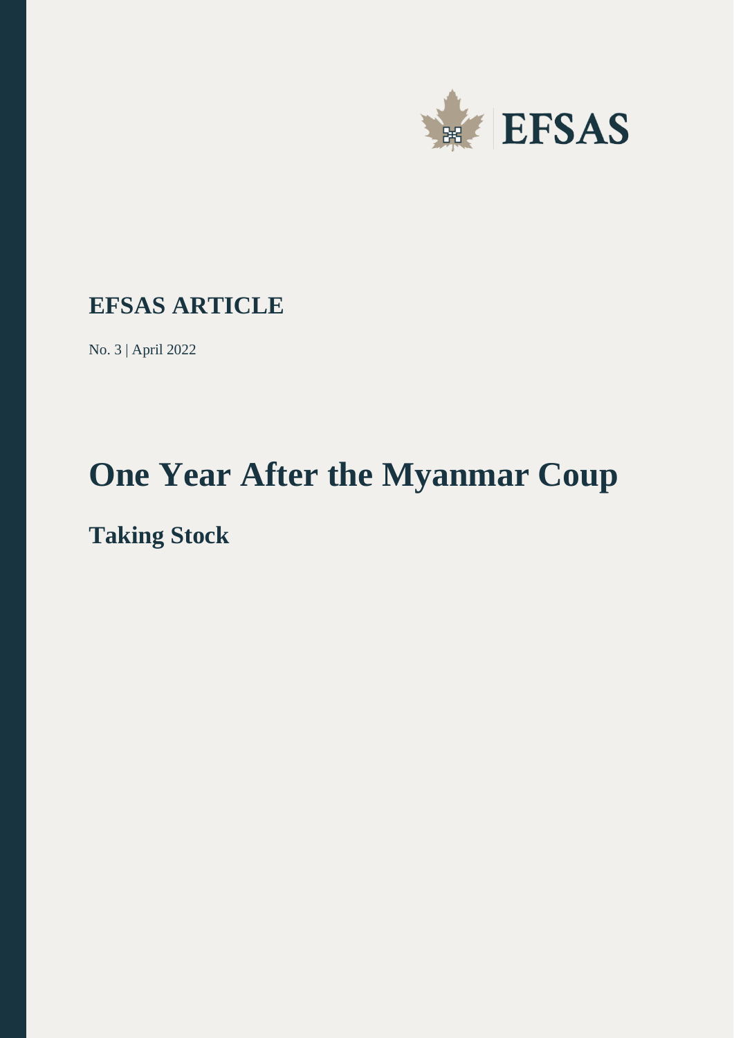EFSAS

**EFSAS ARTICLE**

No. 3 | April 2022

# One Year After the Myanmar Coup

## Taking Stock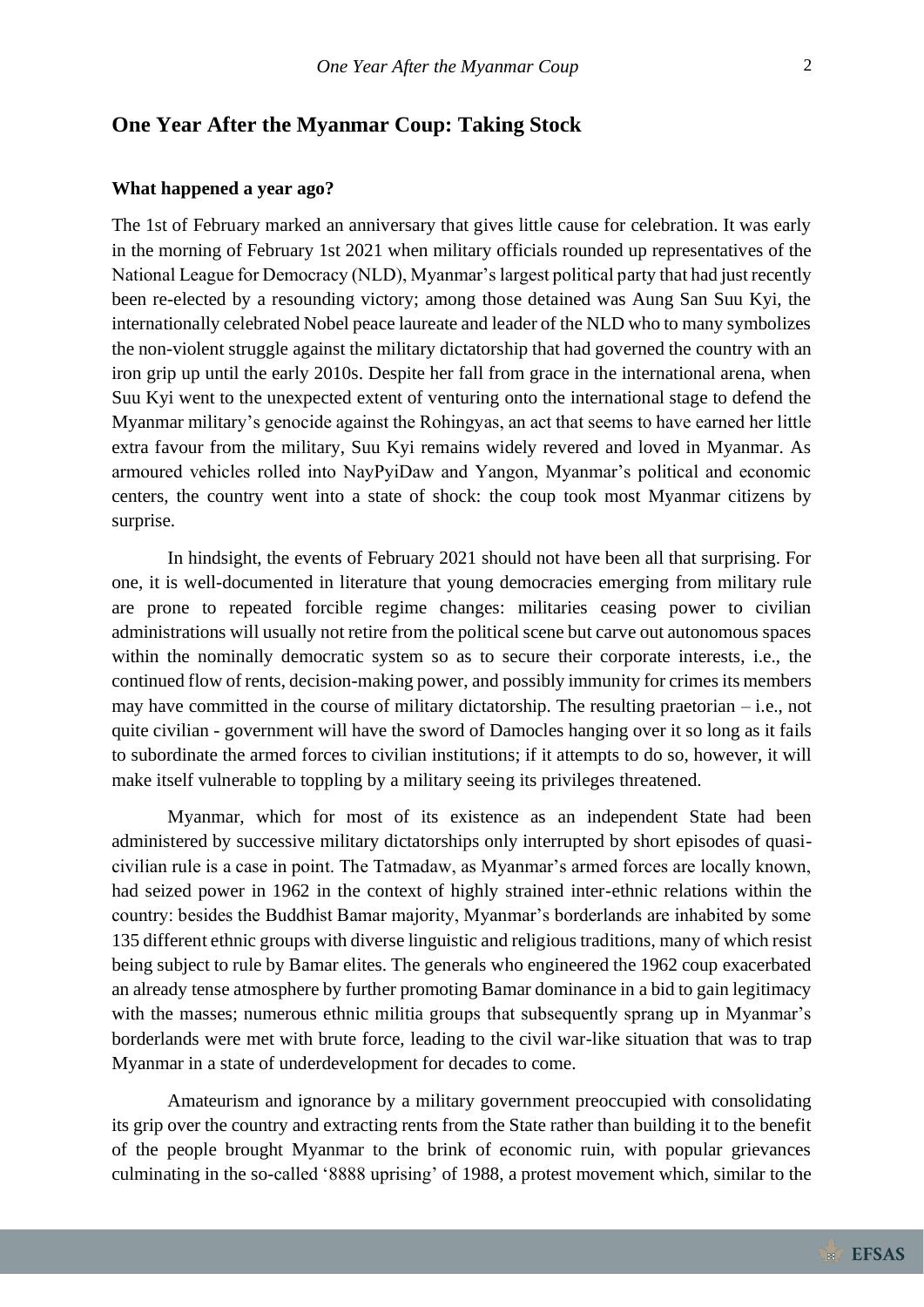## One Year After the Myanmar Coup: Taking Stock

### What happened a year ago?

The 1st of February marked an anniversary that gives little cause for celebration. It was early in the morning of February 1st 2021 when military officials rounded up representatives of the National League for Democracy (NLD), Myanmar's largest political party that had just recently been re-elected by a resounding victory; among those detained was Aung San Suu Kyi, the internationally celebrated Nobel peace laureate and leader of the NLD who to many symbolizes the non-violent struggle against the military dictatorship that had governed the country with an iron grip up until the early 2010s. Despite her fall from grace in the international arena, when Suu Kyi went to the unexpected extent of venturing onto the international stage to defend the Myanmar military's genocide against the Rohingyas, an act that seems to have earned her little extra favour from the military, Suu Kyi remains widely revered and loved in Myanmar. As armoured vehicles rolled into NayPyiDaw and Yangon, Myanmar's political and economic centers, the country went into a state of shock: the coup took most Myanmar citizens by surprise.

In hindsight, the events of February 2021 should not have been all that surprising. For one, it is well-documented in literature that young democracies emerging from military rule are prone to repeated forcible regime changes: militaries ceasing power to civilian administrations will usually not retire from the political scene but carve out autonomous spaces within the nominally democratic system so as to secure their corporate interests, i.e., the continued flow of rents, decision-making power, and possibly immunity for crimes its members may have committed in the course of military dictatorship. The resulting praetorian – i.e., not quite civilian - government will have the sword of Damocles hanging over it so long as it fails to subordinate the armed forces to civilian institutions; if it attempts to do so, however, it will make itself vulnerable to toppling by a military seeing its privileges threatened.

Myanmar, which for most of its existence as an independent State had been administered by successive military dictatorships only interrupted by short episodes of quasi-civilian rule is a case in point. The Tatmadaw, as Myanmar's armed forces are locally known, had seized power in 1962 in the context of highly strained inter-ethnic relations within the country: besides the Buddhist Bamar majority, Myanmar's borderlands are inhabited by some 135 different ethnic groups with diverse linguistic and religious traditions, many of which resist being subject to rule by Bamar elites. The generals who engineered the 1962 coup exacerbated an already tense atmosphere by further promoting Bamar dominance in a bid to gain legitimacy with the masses; numerous ethnic militia groups that subsequently sprang up in Myanmar's borderlands were met with brute force, leading to the civil war-like situation that was to trap Myanmar in a state of underdevelopment for decades to come.

Amateurism and ignorance by a military government preoccupied with consolidating its grip over the country and extracting rents from the State rather than building it to the benefit of the people brought Myanmar to the brink of economic ruin, with popular grievances culminating in the so-called '8888 uprising' of 1988, a protest movement which, similar to the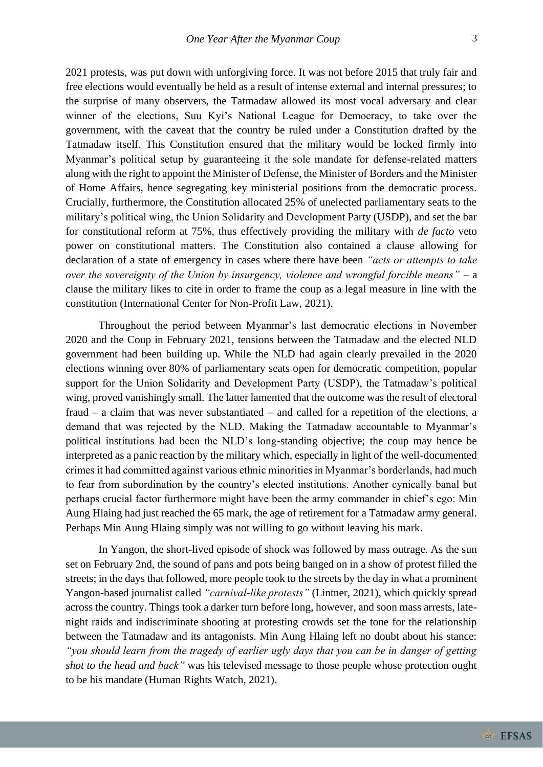2021 protests, was put down with unforgiving force. It was not before 2015 that truly fair and free elections would eventually be held as a result of intense external and internal pressures; to the surprise of many observers, the Tatmadaw allowed its most vocal adversary and clear winner of the elections, Suu Kyi's National League for Democracy, to take over the government, with the caveat that the country be ruled under a Constitution drafted by the Tatmadaw itself. This Constitution ensured that the military would be locked firmly into Myanmar's political setup by guaranteeing it the sole mandate for defense-related matters along with the right to appoint the Minister of Defense, the Minister of Borders and the Minister of Home Affairs, hence segregating key ministerial positions from the democratic process. Crucially, furthermore, the Constitution allocated 25% of unelected parliamentary seats to the military's political wing, the Union Solidarity and Development Party (USDP), and set the bar for constitutional reform at 75%, thus effectively providing the military with *de facto* veto power on constitutional matters. The Constitution also contained a clause allowing for declaration of a state of emergency in cases where there have been *"acts or attempts to take over the sovereignty of the Union by insurgency, violence and wrongful forcible means"* – a clause the military likes to cite in order to frame the coup as a legal measure in line with the constitution (International Center for Non-Profit Law, 2021).

Throughout the period between Myanmar's last democratic elections in November 2020 and the Coup in February 2021, tensions between the Tatmadaw and the elected NLD government had been building up. While the NLD had again clearly prevailed in the 2020 elections winning over 80% of parliamentary seats open for democratic competition, popular support for the Union Solidarity and Development Party (USDP), the Tatmadaw's political wing, proved vanishingly small. The latter lamented that the outcome was the result of electoral fraud – a claim that was never substantiated – and called for a repetition of the elections, a demand that was rejected by the NLD. Making the Tatmadaw accountable to Myanmar's political institutions had been the NLD's long-standing objective; the coup may hence be interpreted as a panic reaction by the military which, especially in light of the well-documented crimes it had committed against various ethnic minorities in Myanmar's borderlands, had much to fear from subordination by the country's elected institutions. Another cynically banal but perhaps crucial factor furthermore might have been the army commander in chief's ego: Min Aung Hlaing had just reached the 65 mark, the age of retirement for a Tatmadaw army general. Perhaps Min Aung Hlaing simply was not willing to go without leaving his mark.

In Yangon, the short-lived episode of shock was followed by mass outrage. As the sun set on February 2nd, the sound of pans and pots being banged on in a show of protest filled the streets; in the days that followed, more people took to the streets by the day in what a prominent Yangon-based journalist called *"carnival-like protests"* (Lintner, 2021), which quickly spread across the country. Things took a darker turn before long, however, and soon mass arrests, late-night raids and indiscriminate shooting at protesting crowds set the tone for the relationship between the Tatmadaw and its antagonists. Min Aung Hlaing left no doubt about his stance: *"you should learn from the tragedy of earlier ugly days that you can be in danger of getting shot to the head and back"* was his televised message to those people whose protection ought to be his mandate (Human Rights Watch, 2021).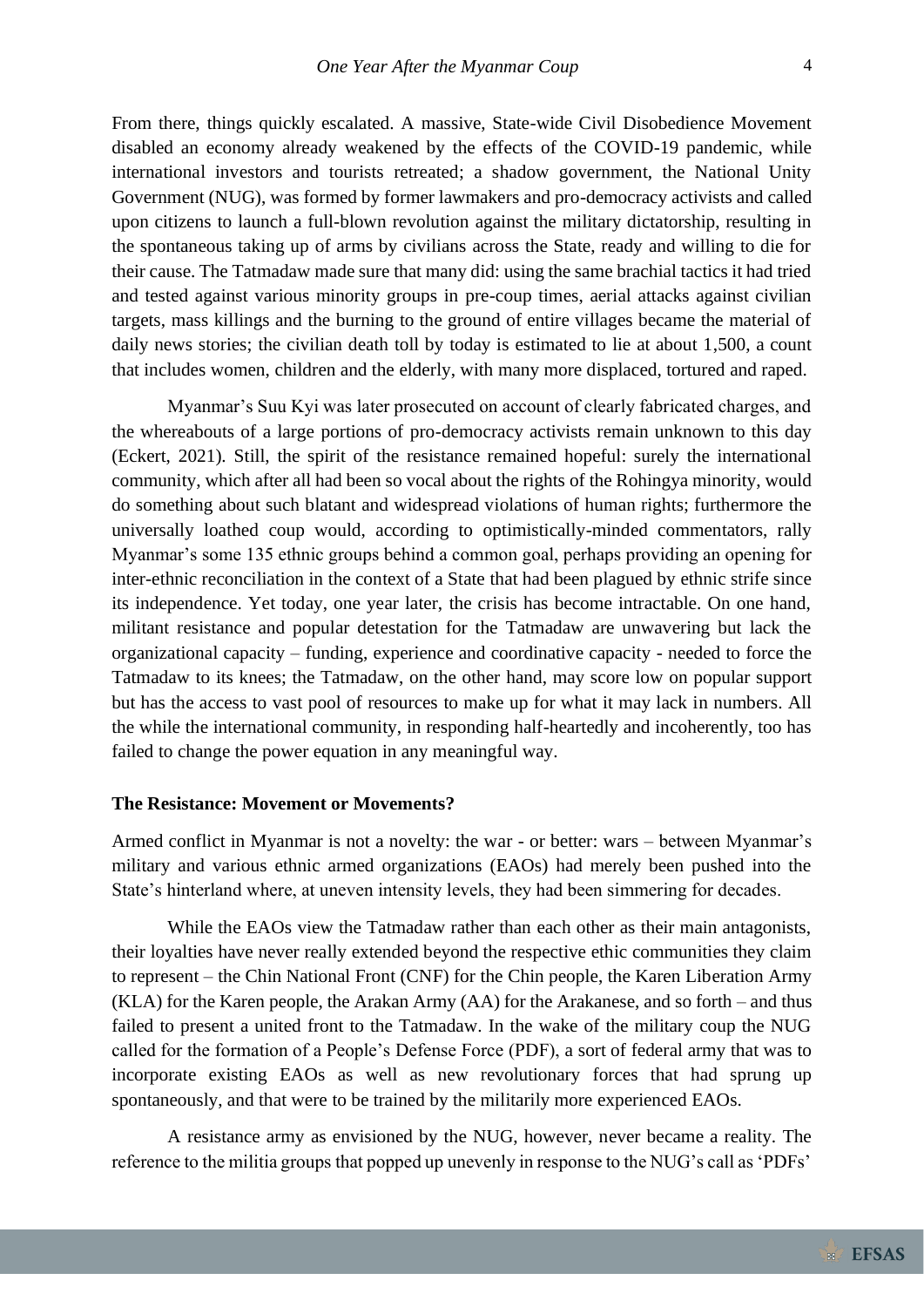From there, things quickly escalated. A massive, State-wide Civil Disobedience Movement disabled an economy already weakened by the effects of the COVID-19 pandemic, while international investors and tourists retreated; a shadow government, the National Unity Government (NUG), was formed by former lawmakers and pro-democracy activists and called upon citizens to launch a full-blown revolution against the military dictatorship, resulting in the spontaneous taking up of arms by civilians across the State, ready and willing to die for their cause. The Tatmadaw made sure that many did: using the same brachial tactics it had tried and tested against various minority groups in pre-coup times, aerial attacks against civilian targets, mass killings and the burning to the ground of entire villages became the material of daily news stories; the civilian death toll by today is estimated to lie at about 1,500, a count that includes women, children and the elderly, with many more displaced, tortured and raped.

Myanmar's Suu Kyi was later prosecuted on account of clearly fabricated charges, and the whereabouts of a large portions of pro-democracy activists remain unknown to this day (Eckert, 2021). Still, the spirit of the resistance remained hopeful: surely the international community, which after all had been so vocal about the rights of the Rohingya minority, would do something about such blatant and widespread violations of human rights; furthermore the universally loathed coup would, according to optimistically-minded commentators, rally Myanmar's some 135 ethnic groups behind a common goal, perhaps providing an opening for inter-ethnic reconciliation in the context of a State that had been plagued by ethnic strife since its independence. Yet today, one year later, the crisis has become intractable. On one hand, militant resistance and popular detestation for the Tatmadaw are unwavering but lack the organizational capacity – funding, experience and coordinative capacity - needed to force the Tatmadaw to its knees; the Tatmadaw, on the other hand, may score low on popular support but has the access to vast pool of resources to make up for what it may lack in numbers. All the while the international community, in responding half-heartedly and incoherently, too has failed to change the power equation in any meaningful way.

## The Resistance: Movement or Movements?

Armed conflict in Myanmar is not a novelty: the war - or better: wars – between Myanmar's military and various ethnic armed organizations (EAOs) had merely been pushed into the State's hinterland where, at uneven intensity levels, they had been simmering for decades.

While the EAOs view the Tatmadaw rather than each other as their main antagonists, their loyalties have never really extended beyond the respective ethic communities they claim to represent – the Chin National Front (CNF) for the Chin people, the Karen Liberation Army (KLA) for the Karen people, the Arakan Army (AA) for the Arakanese, and so forth – and thus failed to present a united front to the Tatmadaw. In the wake of the military coup the NUG called for the formation of a People's Defense Force (PDF), a sort of federal army that was to incorporate existing EAOs as well as new revolutionary forces that had sprung up spontaneously, and that were to be trained by the militarily more experienced EAOs.

A resistance army as envisioned by the NUG, however, never became a reality. The reference to the militia groups that popped up unevenly in response to the NUG's call as 'PDFs'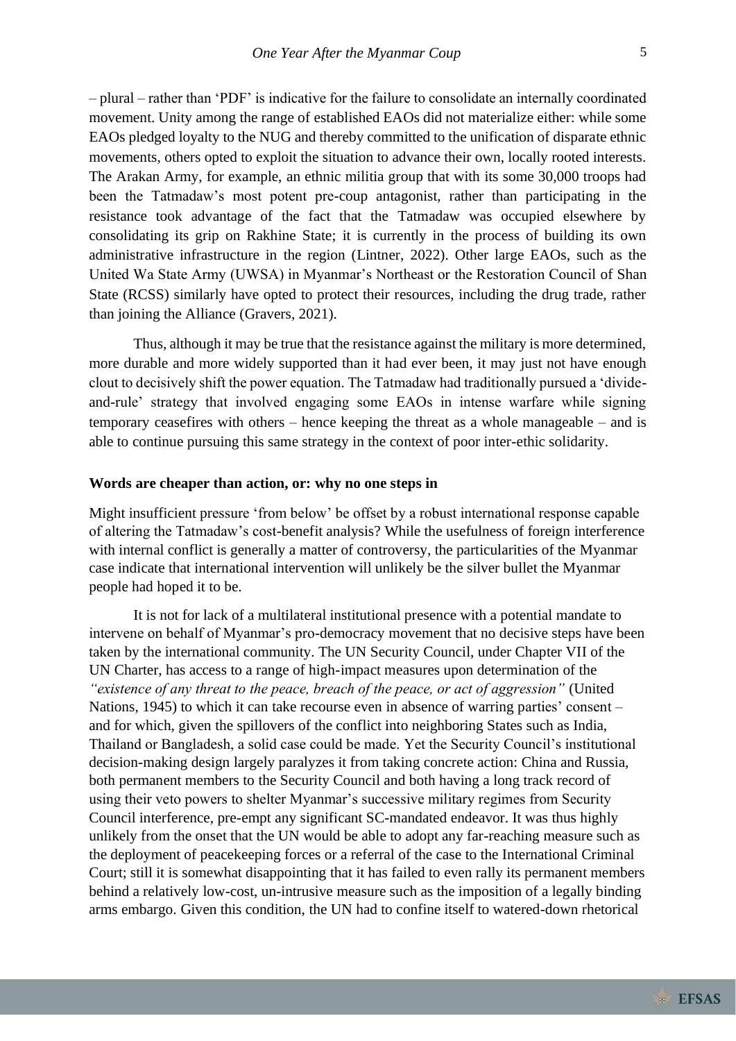– plural – rather than 'PDF' is indicative for the failure to consolidate an internally coordinated movement. Unity among the range of established EAOs did not materialize either: while some EAOs pledged loyalty to the NUG and thereby committed to the unification of disparate ethnic movements, others opted to exploit the situation to advance their own, locally rooted interests. The Arakan Army, for example, an ethnic militia group that with its some 30,000 troops had been the Tatmadaw's most potent pre-coup antagonist, rather than participating in the resistance took advantage of the fact that the Tatmadaw was occupied elsewhere by consolidating its grip on Rakhine State; it is currently in the process of building its own administrative infrastructure in the region (Lintner, 2022). Other large EAOs, such as the United Wa State Army (UWSA) in Myanmar's Northeast or the Restoration Council of Shan State (RCSS) similarly have opted to protect their resources, including the drug trade, rather than joining the Alliance (Gravers, 2021).

Thus, although it may be true that the resistance against the military is more determined, more durable and more widely supported than it had ever been, it may just not have enough clout to decisively shift the power equation. The Tatmadaw had traditionally pursued a 'divide-and-rule' strategy that involved engaging some EAOs in intense warfare while signing temporary ceasefires with others – hence keeping the threat as a whole manageable – and is able to continue pursuing this same strategy in the context of poor inter-ethic solidarity.

**Words are cheaper than action, or: why no one steps in**

Might insufficient pressure 'from below' be offset by a robust international response capable of altering the Tatmadaw's cost-benefit analysis? While the usefulness of foreign interference with internal conflict is generally a matter of controversy, the particularities of the Myanmar case indicate that international intervention will unlikely be the silver bullet the Myanmar people had hoped it to be.

It is not for lack of a multilateral institutional presence with a potential mandate to intervene on behalf of Myanmar's pro-democracy movement that no decisive steps have been taken by the international community. The UN Security Council, under Chapter VII of the UN Charter, has access to a range of high-impact measures upon determination of the *"existence of any threat to the peace, breach of the peace, or act of aggression"* (United Nations, 1945) to which it can take recourse even in absence of warring parties' consent – and for which, given the spillovers of the conflict into neighboring States such as India, Thailand or Bangladesh, a solid case could be made. Yet the Security Council's institutional decision-making design largely paralyzes it from taking concrete action: China and Russia, both permanent members to the Security Council and both having a long track record of using their veto powers to shelter Myanmar's successive military regimes from Security Council interference, pre-empt any significant SC-mandated endeavor. It was thus highly unlikely from the onset that the UN would be able to adopt any far-reaching measure such as the deployment of peacekeeping forces or a referral of the case to the International Criminal Court; still it is somewhat disappointing that it has failed to even rally its permanent members behind a relatively low-cost, un-intrusive measure such as the imposition of a legally binding arms embargo. Given this condition, the UN had to confine itself to watered-down rhetorical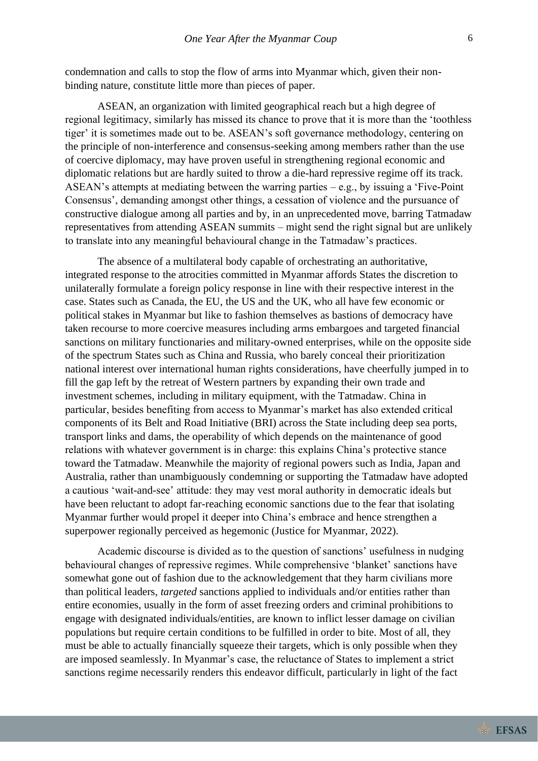condemnation and calls to stop the flow of arms into Myanmar which, given their non-binding nature, constitute little more than pieces of paper.

ASEAN, an organization with limited geographical reach but a high degree of regional legitimacy, similarly has missed its chance to prove that it is more than the 'toothless tiger' it is sometimes made out to be. ASEAN's soft governance methodology, centering on the principle of non-interference and consensus-seeking among members rather than the use of coercive diplomacy, may have proven useful in strengthening regional economic and diplomatic relations but are hardly suited to throw a die-hard repressive regime off its track. ASEAN's attempts at mediating between the warring parties – e.g., by issuing a 'Five-Point Consensus', demanding amongst other things, a cessation of violence and the pursuance of constructive dialogue among all parties and by, in an unprecedented move, barring Tatmadaw representatives from attending ASEAN summits – might send the right signal but are unlikely to translate into any meaningful behavioural change in the Tatmadaw's practices.

The absence of a multilateral body capable of orchestrating an authoritative, integrated response to the atrocities committed in Myanmar affords States the discretion to unilaterally formulate a foreign policy response in line with their respective interest in the case. States such as Canada, the EU, the US and the UK, who all have few economic or political stakes in Myanmar but like to fashion themselves as bastions of democracy have taken recourse to more coercive measures including arms embargoes and targeted financial sanctions on military functionaries and military-owned enterprises, while on the opposite side of the spectrum States such as China and Russia, who barely conceal their prioritization national interest over international human rights considerations, have cheerfully jumped in to fill the gap left by the retreat of Western partners by expanding their own trade and investment schemes, including in military equipment, with the Tatmadaw. China in particular, besides benefiting from access to Myanmar's market has also extended critical components of its Belt and Road Initiative (BRI) across the State including deep sea ports, transport links and dams, the operability of which depends on the maintenance of good relations with whatever government is in charge: this explains China's protective stance toward the Tatmadaw. Meanwhile the majority of regional powers such as India, Japan and Australia, rather than unambiguously condemning or supporting the Tatmadaw have adopted a cautious 'wait-and-see' attitude: they may vest moral authority in democratic ideals but have been reluctant to adopt far-reaching economic sanctions due to the fear that isolating Myanmar further would propel it deeper into China's embrace and hence strengthen a superpower regionally perceived as hegemonic (Justice for Myanmar, 2022).

Academic discourse is divided as to the question of sanctions' usefulness in nudging behavioural changes of repressive regimes. While comprehensive 'blanket' sanctions have somewhat gone out of fashion due to the acknowledgement that they harm civilians more than political leaders, *targeted* sanctions applied to individuals and/or entities rather than entire economies, usually in the form of asset freezing orders and criminal prohibitions to engage with designated individuals/entities, are known to inflict lesser damage on civilian populations but require certain conditions to be fulfilled in order to bite. Most of all, they must be able to actually financially squeeze their targets, which is only possible when they are imposed seamlessly. In Myanmar's case, the reluctance of States to implement a strict sanctions regime necessarily renders this endeavor difficult, particularly in light of the fact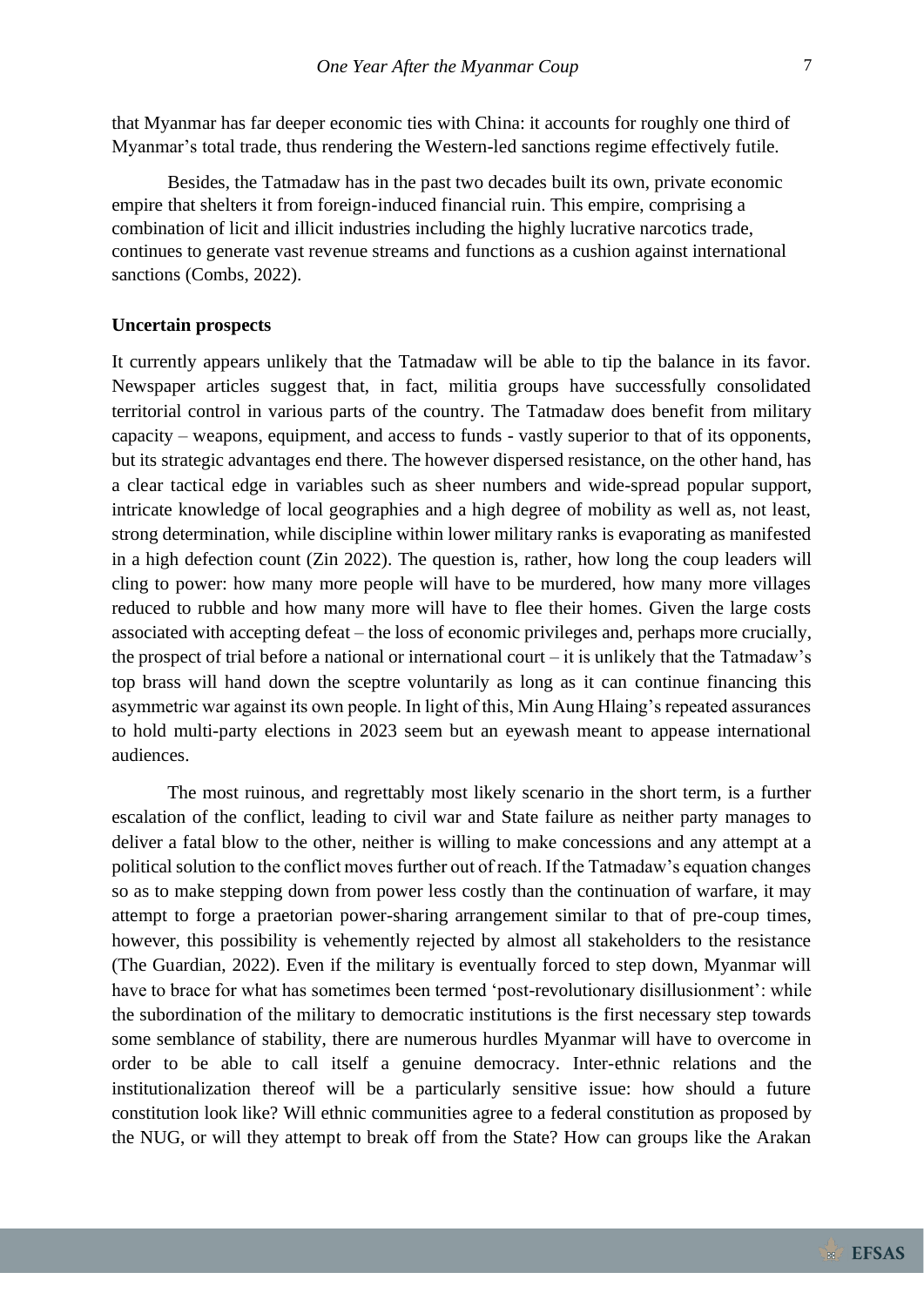that Myanmar has far deeper economic ties with China: it accounts for roughly one third of Myanmar's total trade, thus rendering the Western-led sanctions regime effectively futile.

Besides, the Tatmadaw has in the past two decades built its own, private economic empire that shelters it from foreign-induced financial ruin. This empire, comprising a combination of licit and illicit industries including the highly lucrative narcotics trade, continues to generate vast revenue streams and functions as a cushion against international sanctions (Combs, 2022).

**Uncertain prospects**

It currently appears unlikely that the Tatmadaw will be able to tip the balance in its favor. Newspaper articles suggest that, in fact, militia groups have successfully consolidated territorial control in various parts of the country. The Tatmadaw does benefit from military capacity – weapons, equipment, and access to funds - vastly superior to that of its opponents, but its strategic advantages end there. The however dispersed resistance, on the other hand, has a clear tactical edge in variables such as sheer numbers and wide-spread popular support, intricate knowledge of local geographies and a high degree of mobility as well as, not least, strong determination, while discipline within lower military ranks is evaporating as manifested in a high defection count (Zin 2022). The question is, rather, how long the coup leaders will cling to power: how many more people will have to be murdered, how many more villages reduced to rubble and how many more will have to flee their homes. Given the large costs associated with accepting defeat – the loss of economic privileges and, perhaps more crucially, the prospect of trial before a national or international court – it is unlikely that the Tatmadaw's top brass will hand down the sceptre voluntarily as long as it can continue financing this asymmetric war against its own people. In light of this, Min Aung Hlaing's repeated assurances to hold multi-party elections in 2023 seem but an eyewash meant to appease international audiences.

The most ruinous, and regrettably most likely scenario in the short term, is a further escalation of the conflict, leading to civil war and State failure as neither party manages to deliver a fatal blow to the other, neither is willing to make concessions and any attempt at a political solution to the conflict moves further out of reach. If the Tatmadaw's equation changes so as to make stepping down from power less costly than the continuation of warfare, it may attempt to forge a praetorian power-sharing arrangement similar to that of pre-coup times, however, this possibility is vehemently rejected by almost all stakeholders to the resistance (The Guardian, 2022). Even if the military is eventually forced to step down, Myanmar will have to brace for what has sometimes been termed 'post-revolutionary disillusionment': while the subordination of the military to democratic institutions is the first necessary step towards some semblance of stability, there are numerous hurdles Myanmar will have to overcome in order to be able to call itself a genuine democracy. Inter-ethnic relations and the institutionalization thereof will be a particularly sensitive issue: how should a future constitution look like? Will ethnic communities agree to a federal constitution as proposed by the NUG, or will they attempt to break off from the State? How can groups like the Arakan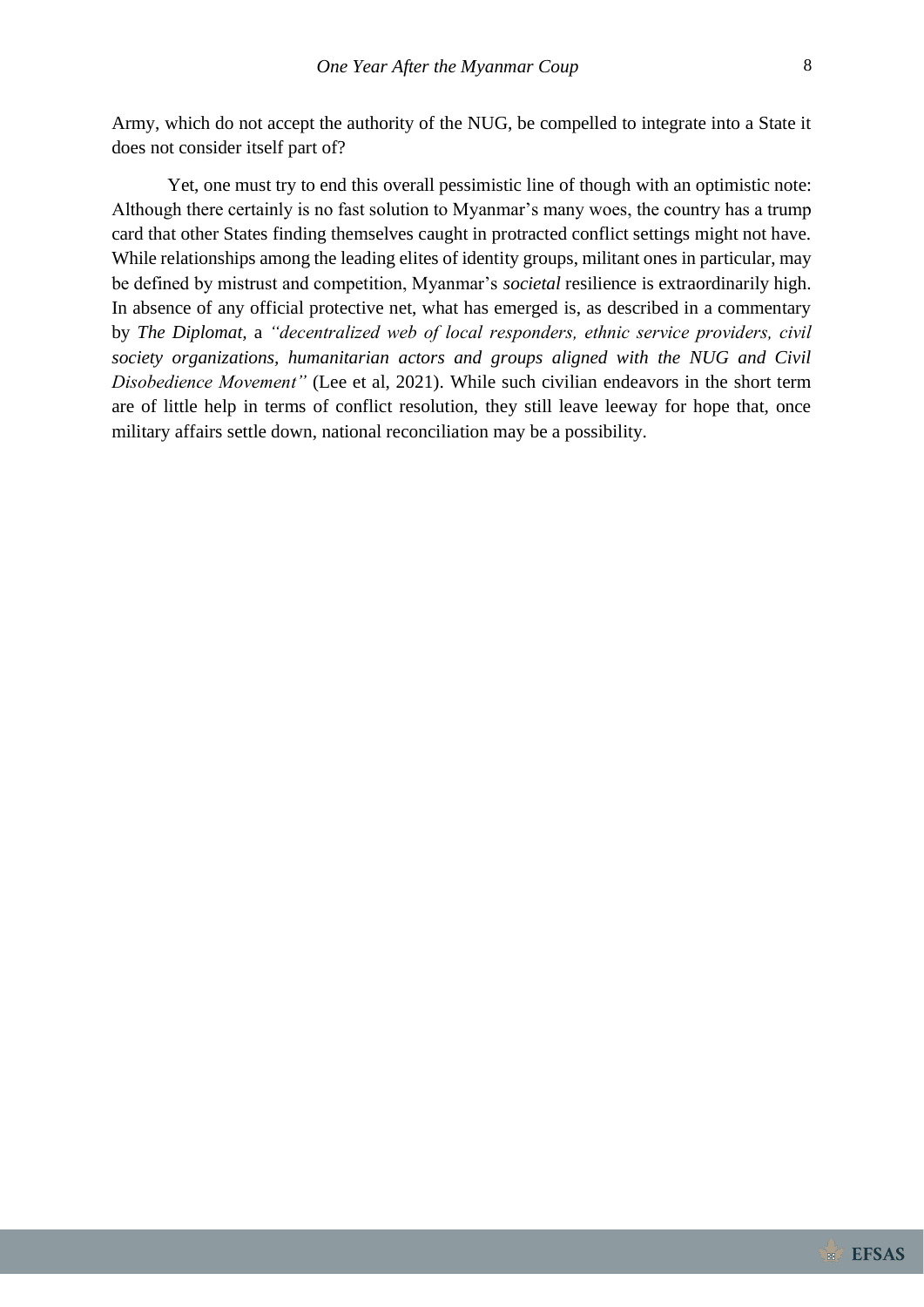Army, which do not accept the authority of the NUG, be compelled to integrate into a State it does not consider itself part of?

Yet, one must try to end this overall pessimistic line of though with an optimistic note: Although there certainly is no fast solution to Myanmar's many woes, the country has a trump card that other States finding themselves caught in protracted conflict settings might not have. While relationships among the leading elites of identity groups, militant ones in particular, may be defined by mistrust and competition, Myanmar's *societal* resilience is extraordinarily high. In absence of any official protective net, what has emerged is, as described in a commentary by ***The Diplomat***, a *"decentralized web of local responders, ethnic service providers, civil society organizations, humanitarian actors and groups aligned with the NUG and Civil Disobedience Movement"* (Lee et al, 2021). While such civilian endeavors in the short term are of little help in terms of conflict resolution, they still leave leeway for hope that, once military affairs settle down, national reconciliation may be a possibility.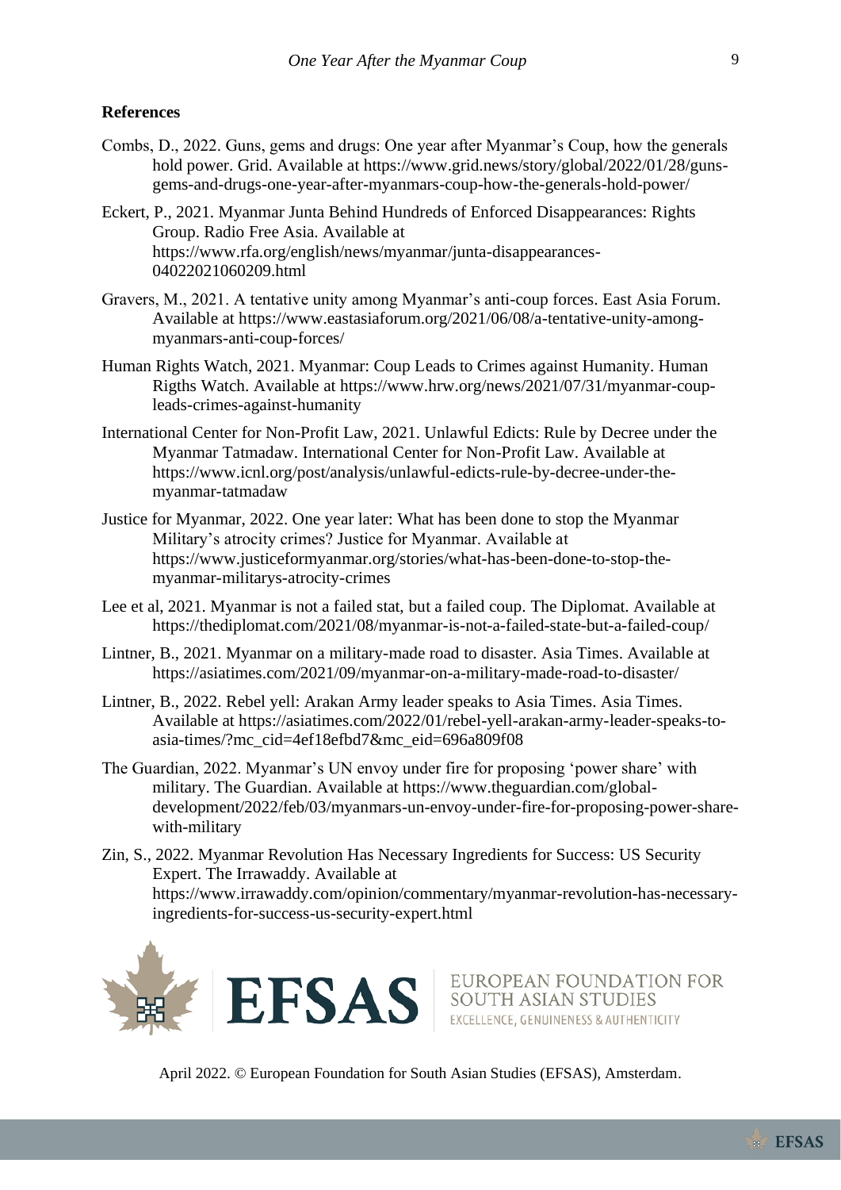## References

Combs, D., 2022. Guns, gems and drugs: One year after Myanmar's Coup, how the generals hold power. Grid. Available at https://www.grid.news/story/global/2022/01/28/guns-gems-and-drugs-one-year-after-myanmars-coup-how-the-generals-hold-power/

Eckert, P., 2021. Myanmar Junta Behind Hundreds of Enforced Disappearances: Rights Group. Radio Free Asia. Available at https://www.rfa.org/english/news/myanmar/junta-disappearances-04022021060209.html

Gravers, M., 2021. A tentative unity among Myanmar's anti-coup forces. East Asia Forum. Available at https://www.eastasiaforum.org/2021/06/08/a-tentative-unity-among-myanmars-anti-coup-forces/

Human Rights Watch, 2021. Myanmar: Coup Leads to Crimes against Humanity. Human Rigths Watch. Available at https://www.hrw.org/news/2021/07/31/myanmar-coup-leads-crimes-against-humanity

International Center for Non-Profit Law, 2021. Unlawful Edicts: Rule by Decree under the Myanmar Tatmadaw. International Center for Non-Profit Law. Available at https://www.icnl.org/post/analysis/unlawful-edicts-rule-by-decree-under-the-myanmar-tatmadaw

Justice for Myanmar, 2022. One year later: What has been done to stop the Myanmar Military's atrocity crimes? Justice for Myanmar. Available at https://www.justiceformyanmar.org/stories/what-has-been-done-to-stop-the-myanmar-militarys-atrocity-crimes

Lee et al, 2021. Myanmar is not a failed stat, but a failed coup. The Diplomat. Available at https://thediplomat.com/2021/08/myanmar-is-not-a-failed-state-but-a-failed-coup/

Lintner, B., 2021. Myanmar on a military-made road to disaster. Asia Times. Available at https://asiatimes.com/2021/09/myanmar-on-a-military-made-road-to-disaster/

Lintner, B., 2022. Rebel yell: Arakan Army leader speaks to Asia Times. Asia Times. Available at https://asiatimes.com/2022/01/rebel-yell-arakan-army-leader-speaks-to-asia-times/?mc_cid=4ef18efbd7&mc_eid=696a809f08

The Guardian, 2022. Myanmar's UN envoy under fire for proposing 'power share' with military. The Guardian. Available at https://www.theguardian.com/global-development/2022/feb/03/myanmars-un-envoy-under-fire-for-proposing-power-share-with-military

Zin, S., 2022. Myanmar Revolution Has Necessary Ingredients for Success: US Security Expert. The Irrawaddy. Available at https://www.irrawaddy.com/opinion/commentary/myanmar-revolution-has-necessary-ingredients-for-success-us-security-expert.html

EFSAS EUROPEAN FOUNDATION FOR SOUTH ASIAN STUDIES
EXCELLENCE, GENUINENESS & AUTHENTICITY

April 2022. © European Foundation for South Asian Studies (EFSAS), Amsterdam.